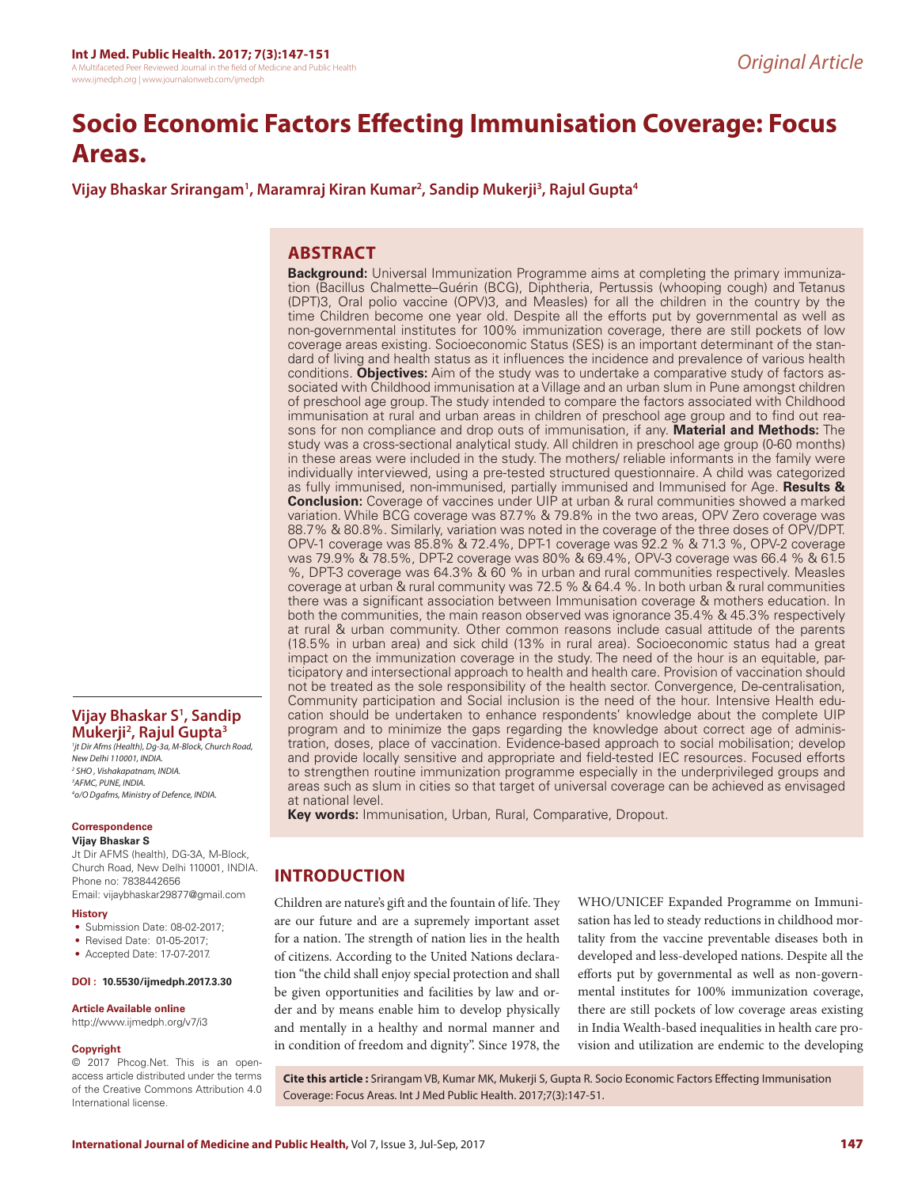Original Article

# Socio Economic Factors Effecting Immunisation Coverage: Focus Areas.

**Vijay Bhaskar Srirangam[1], Maramraj Kiran Kumar[2], Sandip Mukerji[3], Rajul Gupta[4]**

## ABSTRACT

**Background:** Universal Immunization Programme aims at completing the primary immunization (Bacillus Chalmette–Guérin (BCG), Diphtheria, Pertussis (whooping cough) and Tetanus (DPT)3, Oral polio vaccine (OPV)3, and Measles) for all the children in the country by the time Children become one year old. Despite all the efforts put by governmental as well as non-governmental institutes for 100% immunization coverage, there are still pockets of low coverage areas existing. Socioeconomic Status (SES) is an important determinant of the standard of living and health status as it influences the incidence and prevalence of various health conditions. **Objectives:** Aim of the study was to undertake a comparative study of factors associated with Childhood immunisation at a Village and an urban slum in Pune amongst children of preschool age group. The study intended to compare the factors associated with Childhood immunisation at rural and urban areas in children of preschool age group and to find out reasons for non compliance and drop outs of immunisation, if any. **Material and Methods:** The study was a cross-sectional analytical study. All children in preschool age group (0-60 months) in these areas were included in the study. The mothers/ reliable informants in the family were individually interviewed, using a pre-tested structured questionnaire. A child was categorized as fully immunised, non-immunised, partially immunised and Immunised for Age. **Results & Conclusion:** Coverage of vaccines under UIP at urban & rural communities showed a marked variation. While BCG coverage was 87.7% & 79.8% in the two areas, OPV Zero coverage was 88.7% & 80.8%. Similarly, variation was noted in the coverage of the three doses of OPV/DPT. OPV-1 coverage was 85.8% & 72.4%, DPT-1 coverage was 92.2 % & 71.3 %, OPV-2 coverage was 79.9% & 78.5%, DPT-2 coverage was 80% & 69.4%, OPV-3 coverage was 66.4 % & 61.5 %, DPT-3 coverage was 64.3% & 60 % in urban and rural communities respectively. Measles coverage at urban & rural community was 72.5 % & 64.4 %. In both urban & rural communities there was a significant association between Immunisation coverage & mothers education. In both the communities, the main reason observed was ignorance 35.4% & 45.3% respectively at rural & urban community. Other common reasons include casual attitude of the parents (18.5% in urban area) and sick child (13% in rural area). Socioeconomic status had a great impact on the immunization coverage in the study. The need of the hour is an equitable, participatory and intersectional approach to health and health care. Provision of vaccination should not be treated as the sole responsibility of the health sector. Convergence, De-centralisation, Community participation and Social inclusion is the need of the hour. Intensive Health education should be undertaken to enhance respondents' knowledge about the complete UIP program and to minimize the gaps regarding the knowledge about correct age of administration, doses, place of vaccination. Evidence-based approach to social mobilisation; develop and provide locally sensitive and appropriate and field-tested IEC resources. Focused efforts to strengthen routine immunization programme especially in the underprivileged groups and areas such as slum in cities so that target of universal coverage can be achieved as envisaged at national level.

**Key words:** Immunisation, Urban, Rural, Comparative, Dropout.

**Vijay Bhaskar S[1], Sandip Mukerji[2], Rajul Gupta[3]**

[1]*Jt Dir Afms (Health), Dg-3a, M-Block, Church Road, New Delhi 110001, INDIA.*
[2]*SHO , Vishakapatnam, INDIA.*
[3]*AFMC, PUNE, INDIA.*
[4]*o/O Dgafms, Ministry of Defence, INDIA.*

**Correspondence**

**Vijay Bhaskar S**

Jt Dir AFMS (health), DG-3A, M-Block, Church Road, New Delhi 110001, INDIA.
Phone no: 7838442656
Email: vijaybhaskar29877@gmail.com

**History**

- Submission Date: 08-02-2017;
- Revised Date: 01-05-2017;
- Accepted Date: 17-07-2017.

**DOI : 10.5530/ijmedph.2017.3.30**

**Article Available online**

http://www.ijmedph.org/v7/i3

**Copyright**

© 2017 Phcog.Net. This is an open-access article distributed under the terms of the Creative Commons Attribution 4.0 International license.

## INTRODUCTION

Children are nature's gift and the fountain of life. They are our future and are a supremely important asset for a nation. The strength of nation lies in the health of citizens. According to the United Nations declaration "the child shall enjoy special protection and shall be given opportunities and facilities by law and order and by means enable him to develop physically and mentally in a healthy and normal manner and in condition of freedom and dignity". Since 1978, the WHO/UNICEF Expanded Programme on Immunisation has led to steady reductions in childhood mortality from the vaccine preventable diseases both in developed and less-developed nations. Despite all the efforts put by governmental as well as non-governmental institutes for 100% immunization coverage, there are still pockets of low coverage areas existing in India Wealth-based inequalities in health care provision and utilization are endemic to the developing

**Cite this article :** Srirangam VB, Kumar MK, Mukerji S, Gupta R. Socio Economic Factors Effecting Immunisation Coverage: Focus Areas. Int J Med Public Health. 2017;7(3):147-51.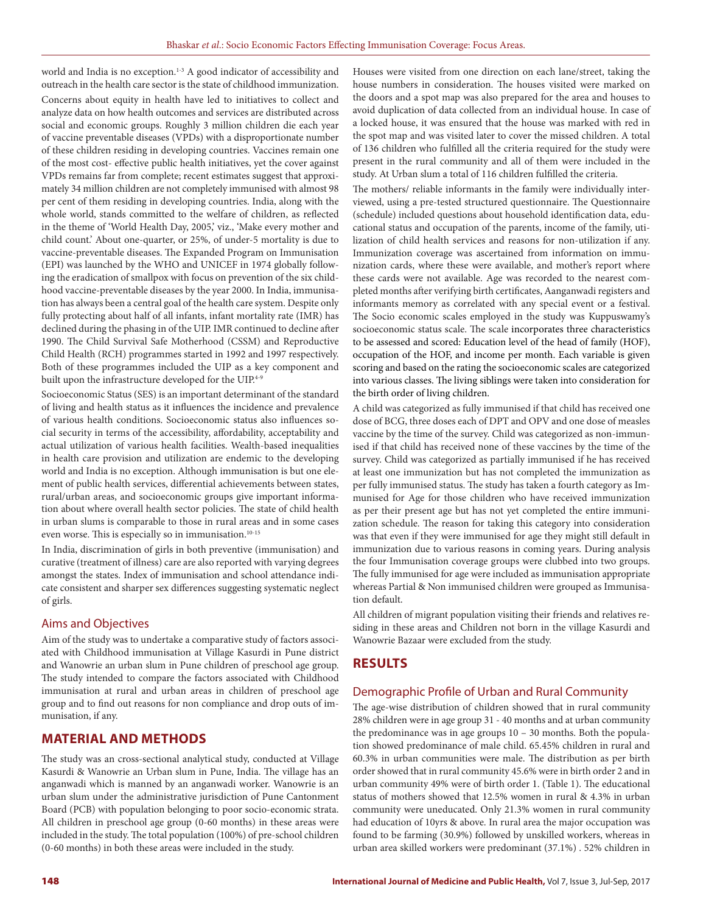world and India is no exception.[1-3] A good indicator of accessibility and outreach in the health care sector is the state of childhood immunization. Concerns about equity in health have led to initiatives to collect and analyze data on how health outcomes and services are distributed across social and economic groups. Roughly 3 million children die each year of vaccine preventable diseases (VPDs) with a disproportionate number of these children residing in developing countries. Vaccines remain one of the most cost- effective public health initiatives, yet the cover against VPDs remains far from complete; recent estimates suggest that approximately 34 million children are not completely immunised with almost 98 per cent of them residing in developing countries. India, along with the whole world, stands committed to the welfare of children, as reflected in the theme of 'World Health Day, 2005,' viz., 'Make every mother and child count.' About one-quarter, or 25%, of under-5 mortality is due to vaccine-preventable diseases. The Expanded Program on Immunisation (EPI) was launched by the WHO and UNICEF in 1974 globally following the eradication of smallpox with focus on prevention of the six childhood vaccine-preventable diseases by the year 2000. In India, immunisation has always been a central goal of the health care system. Despite only fully protecting about half of all infants, infant mortality rate (IMR) has declined during the phasing in of the UIP. IMR continued to decline after 1990. The Child Survival Safe Motherhood (CSSM) and Reproductive Child Health (RCH) programmes started in 1992 and 1997 respectively. Both of these programmes included the UIP as a key component and built upon the infrastructure developed for the UIP.[4-9]

Socioeconomic Status (SES) is an important determinant of the standard of living and health status as it influences the incidence and prevalence of various health conditions. Socioeconomic status also influences social security in terms of the accessibility, affordability, acceptability and actual utilization of various health facilities. Wealth-based inequalities in health care provision and utilization are endemic to the developing world and India is no exception. Although immunisation is but one element of public health services, differential achievements between states, rural/urban areas, and socioeconomic groups give important information about where overall health sector policies. The state of child health in urban slums is comparable to those in rural areas and in some cases even worse. This is especially so in immunisation.[10-15]

In India, discrimination of girls in both preventive (immunisation) and curative (treatment of illness) care are also reported with varying degrees amongst the states. Index of immunisation and school attendance indicate consistent and sharper sex differences suggesting systematic neglect of girls.

## Aims and Objectives

Aim of the study was to undertake a comparative study of factors associated with Childhood immunisation at Village Kasurdi in Pune district and Wanowrie an urban slum in Pune children of preschool age group. The study intended to compare the factors associated with Childhood immunisation at rural and urban areas in children of preschool age group and to find out reasons for non compliance and drop outs of immunisation, if any.

## MATERIAL AND METHODS

The study was an cross-sectional analytical study, conducted at Village Kasurdi & Wanowrie an Urban slum in Pune, India. The village has an anganwadi which is manned by an anganwadi worker. Wanowrie is an urban slum under the administrative jurisdiction of Pune Cantonment Board (PCB) with population belonging to poor socio-economic strata. All children in preschool age group (0-60 months) in these areas were included in the study. The total population (100%) of pre-school children (0-60 months) in both these areas were included in the study.

Houses were visited from one direction on each lane/street, taking the house numbers in consideration. The houses visited were marked on the doors and a spot map was also prepared for the area and houses to avoid duplication of data collected from an individual house. In case of a locked house, it was ensured that the house was marked with red in the spot map and was visited later to cover the missed children. A total of 136 children who fulfilled all the criteria required for the study were present in the rural community and all of them were included in the study. At Urban slum a total of 116 children fulfilled the criteria.

The mothers/ reliable informants in the family were individually interviewed, using a pre-tested structured questionnaire. The Questionnaire (schedule) included questions about household identification data, educational status and occupation of the parents, income of the family, utilization of child health services and reasons for non-utilization if any. Immunization coverage was ascertained from information on immunization cards, where these were available, and mother's report where these cards were not available. Age was recorded to the nearest completed months after verifying birth certificates, Aanganwadi registers and informants memory as correlated with any special event or a festival. The Socio economic scales employed in the study was Kuppuswamy's socioeconomic status scale. The scale incorporates three characteristics to be assessed and scored: Education level of the head of family (HOF), occupation of the HOF, and income per month. Each variable is given scoring and based on the rating the socioeconomic scales are categorized into various classes. The living siblings were taken into consideration for the birth order of living children.

A child was categorized as fully immunised if that child has received one dose of BCG, three doses each of DPT and OPV and one dose of measles vaccine by the time of the survey. Child was categorized as non-immunised if that child has received none of these vaccines by the time of the survey. Child was categorized as partially immunised if he has received at least one immunization but has not completed the immunization as per fully immunised status. The study has taken a fourth category as Immunised for Age for those children who have received immunization as per their present age but has not yet completed the entire immunization schedule. The reason for taking this category into consideration was that even if they were immunised for age they might still default in immunization due to various reasons in coming years. During analysis the four Immunisation coverage groups were clubbed into two groups. The fully immunised for age were included as immunisation appropriate whereas Partial & Non immunised children were grouped as Immunisation default.

All children of migrant population visiting their friends and relatives residing in these areas and Children not born in the village Kasurdi and Wanowrie Bazaar were excluded from the study.

## RESULTS

### Demographic Profile of Urban and Rural Community

The age-wise distribution of children showed that in rural community 28% children were in age group 31 - 40 months and at urban community the predominance was in age groups 10 – 30 months. Both the population showed predominance of male child. 65.45% children in rural and 60.3% in urban communities were male. The distribution as per birth order showed that in rural community 45.6% were in birth order 2 and in urban community 49% were of birth order 1. (Table 1). The educational status of mothers showed that 12.5% women in rural & 4.3% in urban community were uneducated. Only 21.3% women in rural community had education of 10yrs & above. In rural area the major occupation was found to be farming (30.9%) followed by unskilled workers, whereas in urban area skilled workers were predominant (37.1%) . 52% children in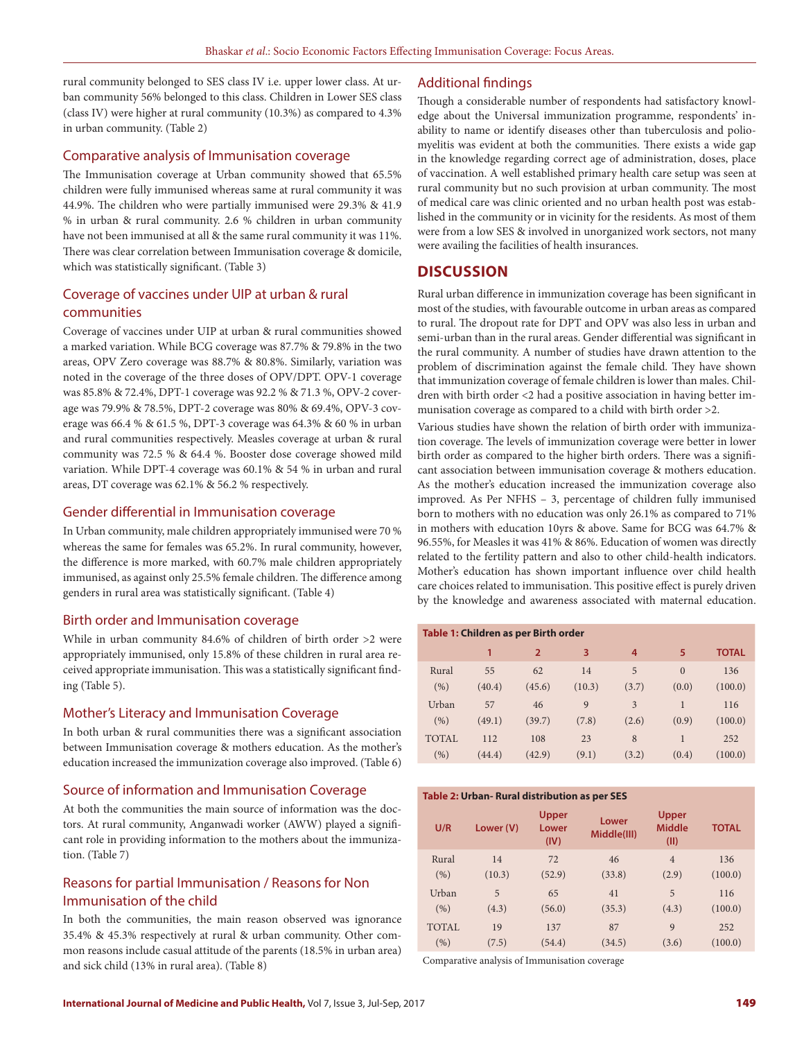rural community belonged to SES class IV i.e. upper lower class. At urban community 56% belonged to this class. Children in Lower SES class (class IV) were higher at rural community (10.3%) as compared to 4.3% in urban community. (Table 2)

## Comparative analysis of Immunisation coverage

The Immunisation coverage at Urban community showed that 65.5% children were fully immunised whereas same at rural community it was 44.9%. The children who were partially immunised were 29.3% & 41.9 % in urban & rural community. 2.6 % children in urban community have not been immunised at all & the same rural community it was 11%. There was clear correlation between Immunisation coverage & domicile, which was statistically significant. (Table 3)

## Coverage of vaccines under UIP at urban & rural communities

Coverage of vaccines under UIP at urban & rural communities showed a marked variation. While BCG coverage was 87.7% & 79.8% in the two areas, OPV Zero coverage was 88.7% & 80.8%. Similarly, variation was noted in the coverage of the three doses of OPV/DPT. OPV-1 coverage was 85.8% & 72.4%, DPT-1 coverage was 92.2 % & 71.3 %, OPV-2 coverage was 79.9% & 78.5%, DPT-2 coverage was 80% & 69.4%, OPV-3 coverage was 66.4 % & 61.5 %, DPT-3 coverage was 64.3% & 60 % in urban and rural communities respectively. Measles coverage at urban & rural community was 72.5 % & 64.4 %. Booster dose coverage showed mild variation. While DPT-4 coverage was 60.1% & 54 % in urban and rural areas, DT coverage was 62.1% & 56.2 % respectively.

## Gender differential in Immunisation coverage

In Urban community, male children appropriately immunised were 70 % whereas the same for females was 65.2%. In rural community, however, the difference is more marked, with 60.7% male children appropriately immunised, as against only 25.5% female children. The difference among genders in rural area was statistically significant. (Table 4)

## Birth order and Immunisation coverage

While in urban community 84.6% of children of birth order >2 were appropriately immunised, only 15.8% of these children in rural area received appropriate immunisation. This was a statistically significant finding (Table 5).

## Mother's Literacy and Immunisation Coverage

In both urban & rural communities there was a significant association between Immunisation coverage & mothers education. As the mother's education increased the immunization coverage also improved. (Table 6)

## Source of information and Immunisation Coverage

At both the communities the main source of information was the doctors. At rural community, Anganwadi worker (AWW) played a significant role in providing information to the mothers about the immunization. (Table 7)

## Reasons for partial Immunisation / Reasons for Non Immunisation of the child

In both the communities, the main reason observed was ignorance 35.4% & 45.3% respectively at rural & urban community. Other common reasons include casual attitude of the parents (18.5% in urban area) and sick child (13% in rural area). (Table 8)

## Additional findings

Though a considerable number of respondents had satisfactory knowledge about the Universal immunization programme, respondents' inability to name or identify diseases other than tuberculosis and poliomyelitis was evident at both the communities. There exists a wide gap in the knowledge regarding correct age of administration, doses, place of vaccination. A well established primary health care setup was seen at rural community but no such provision at urban community. The most of medical care was clinic oriented and no urban health post was established in the community or in vicinity for the residents. As most of them were from a low SES & involved in unorganized work sectors, not many were availing the facilities of health insurances.

# DISCUSSION

Rural urban difference in immunization coverage has been significant in most of the studies, with favourable outcome in urban areas as compared to rural. The dropout rate for DPT and OPV was also less in urban and semi-urban than in the rural areas. Gender differential was significant in the rural community. A number of studies have drawn attention to the problem of discrimination against the female child. They have shown that immunization coverage of female children is lower than males. Children with birth order <2 had a positive association in having better immunisation coverage as compared to a child with birth order >2.

Various studies have shown the relation of birth order with immunization coverage. The levels of immunization coverage were better in lower birth order as compared to the higher birth orders. There was a significant association between immunisation coverage & mothers education. As the mother's education increased the immunization coverage also improved. As Per NFHS – 3, percentage of children fully immunised born to mothers with no education was only 26.1% as compared to 71% in mothers with education 10yrs & above. Same for BCG was 64.7% & 96.55%, for Measles it was 41% & 86%. Education of women was directly related to the fertility pattern and also to other child-health indicators. Mother's education has shown important influence over child health care choices related to immunisation. This positive effect is purely driven by the knowledge and awareness associated with maternal education.

**Table 1: Children as per Birth order**

| | 1 | 2 | 3 | 4 | 5 | TOTAL |
|---|---|---|---|---|---|---|
| Rural | 55 | 62 | 14 | 5 | 0 | 136 |
| (%) | (40.4) | (45.6) | (10.3) | (3.7) | (0.0) | (100.0) |
| Urban | 57 | 46 | 9 | 3 | 1 | 116 |
| (%) | (49.1) | (39.7) | (7.8) | (2.6) | (0.9) | (100.0) |
| TOTAL | 112 | 108 | 23 | 8 | 1 | 252 |
| (%) | (44.4) | (42.9) | (9.1) | (3.2) | (0.4) | (100.0) |

**Table 2: Urban- Rural distribution as per SES**

| U/R | Lower (V) | Upper Lower (IV) | Lower Middle(III) | Upper Middle (II) | TOTAL |
|---|---|---|---|---|---|
| Rural | 14 | 72 | 46 | 4 | 136 |
| (%) | (10.3) | (52.9) | (33.8) | (2.9) | (100.0) |
| Urban | 5 | 65 | 41 | 5 | 116 |
| (%) | (4.3) | (56.0) | (35.3) | (4.3) | (100.0) |
| TOTAL | 19 | 137 | 87 | 9 | 252 |
| (%) | (7.5) | (54.4) | (34.5) | (3.6) | (100.0) |

Comparative analysis of Immunisation coverage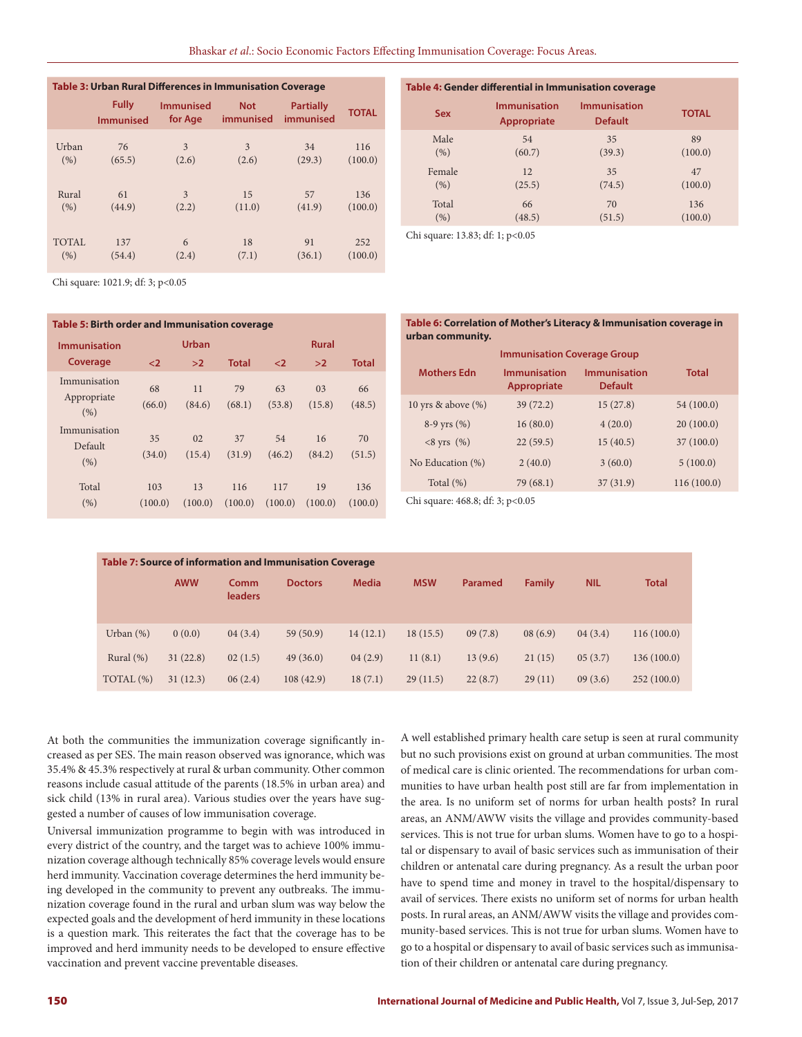**Table 3: Urban Rural Differences in Immunisation Coverage**

| | Fully Immunised | Immunised for Age | Not immunised | Partially immunised | TOTAL |
|---|---|---|---|---|---|
| Urban (%) | 76 (65.5) | 3 (2.6) | 3 (2.6) | 34 (29.3) | 116 (100.0) |
| Rural (%) | 61 (44.9) | 3 (2.2) | 15 (11.0) | 57 (41.9) | 136 (100.0) |
| TOTAL (%) | 137 (54.4) | 6 (2.4) | 18 (7.1) | 91 (36.1) | 252 (100.0) |

Chi square: 1021.9; df: 3; p<0.05

**Table 4: Gender differential in Immunisation coverage**

| Sex | Immunisation Appropriate | Immunisation Default | TOTAL |
|---|---|---|---|
| Male (%) | 54 (60.7) | 35 (39.3) | 89 (100.0) |
| Female (%) | 12 (25.5) | 35 (74.5) | 47 (100.0) |
| Total (%) | 66 (48.5) | 70 (51.5) | 136 (100.0) |

Chi square: 13.83; df: 1; p<0.05

**Table 5: Birth order and Immunisation coverage**

| Immunisation Coverage | Urban | | | Rural | | |
|---|---|---|---|---|---|---|
| | <2 | >2 | Total | <2 | >2 | Total |
| Immunisation Appropriate (%) | 68 (66.0) | 11 (84.6) | 79 (68.1) | 63 (53.8) | 03 (15.8) | 66 (48.5) |
| Immunisation Default (%) | 35 (34.0) | 02 (15.4) | 37 (31.9) | 54 (46.2) | 16 (84.2) | 70 (51.5) |
| Total (%) | 103 (100.0) | 13 (100.0) | 116 (100.0) | 117 (100.0) | 19 (100.0) | 136 (100.0) |

**Table 6: Correlation of Mother's Literacy & Immunisation coverage in urban community.**

| Mothers Edn | Immunisation Coverage Group | | Total |
|---|---|---|---|
| | Immunisation Appropriate | Immunisation Default | |
| 10 yrs & above (%) | 39 (72.2) | 15 (27.8) | 54 (100.0) |
| 8-9 yrs (%) | 16 (80.0) | 4 (20.0) | 20 (100.0) |
| <8 yrs (%) | 22 (59.5) | 15 (40.5) | 37 (100.0) |
| No Education (%) | 2 (40.0) | 3 (60.0) | 5 (100.0) |
| Total (%) | 79 (68.1) | 37 (31.9) | 116 (100.0) |

Chi square: 468.8; df: 3; p<0.05

**Table 7: Source of information and Immunisation Coverage**

| | AWW | Comm leaders | Doctors | Media | MSW | Paramed | Family | NIL | Total |
|---|---|---|---|---|---|---|---|---|---|
| Urban (%) | 0 (0.0) | 04 (3.4) | 59 (50.9) | 14 (12.1) | 18 (15.5) | 09 (7.8) | 08 (6.9) | 04 (3.4) | 116 (100.0) |
| Rural (%) | 31 (22.8) | 02 (1.5) | 49 (36.0) | 04 (2.9) | 11 (8.1) | 13 (9.6) | 21 (15) | 05 (3.7) | 136 (100.0) |
| TOTAL (%) | 31 (12.3) | 06 (2.4) | 108 (42.9) | 18 (7.1) | 29 (11.5) | 22 (8.7) | 29 (11) | 09 (3.6) | 252 (100.0) |

At both the communities the immunization coverage significantly increased as per SES. The main reason observed was ignorance, which was 35.4% & 45.3% respectively at rural & urban community. Other common reasons include casual attitude of the parents (18.5% in urban area) and sick child (13% in rural area). Various studies over the years have suggested a number of causes of low immunisation coverage.

Universal immunization programme to begin with was introduced in every district of the country, and the target was to achieve 100% immunization coverage although technically 85% coverage levels would ensure herd immunity. Vaccination coverage determines the herd immunity being developed in the community to prevent any outbreaks. The immunization coverage found in the rural and urban slum was way below the expected goals and the development of herd immunity in these locations is a question mark. This reiterates the fact that the coverage has to be improved and herd immunity needs to be developed to ensure effective vaccination and prevent vaccine preventable diseases.

A well established primary health care setup is seen at rural community but no such provisions exist on ground at urban communities. The most of medical care is clinic oriented. The recommendations for urban communities to have urban health post still are far from implementation in the area. Is no uniform set of norms for urban health posts? In rural areas, an ANM/AWW visits the village and provides community-based services. This is not true for urban slums. Women have to go to a hospital or dispensary to avail of basic services such as immunisation of their children or antenatal care during pregnancy. As a result the urban poor have to spend time and money in travel to the hospital/dispensary to avail of services. There exists no uniform set of norms for urban health posts. In rural areas, an ANM/AWW visits the village and provides community-based services. This is not true for urban slums. Women have to go to a hospital or dispensary to avail of basic services such as immunisation of their children or antenatal care during pregnancy.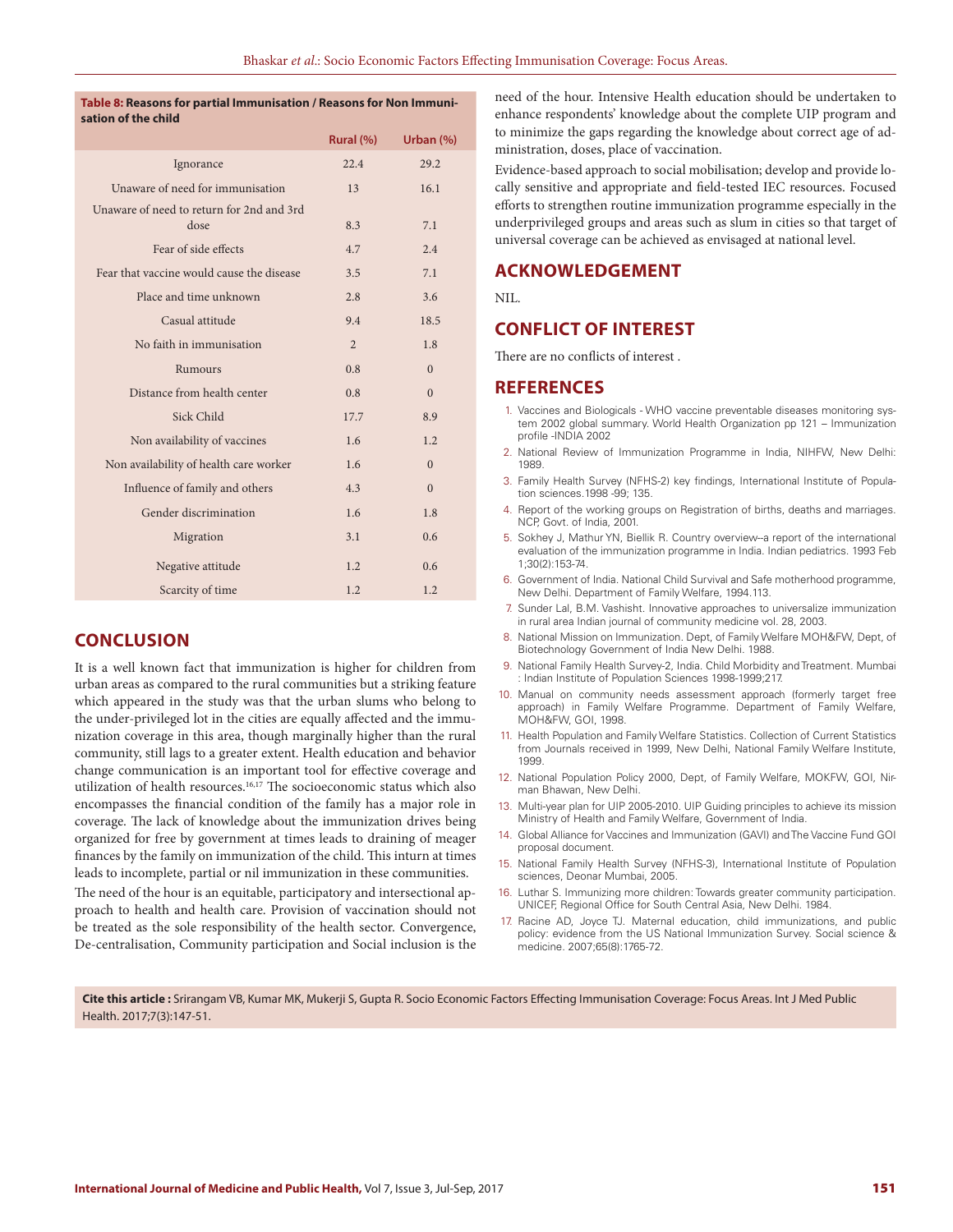**Table 8: Reasons for partial Immunisation / Reasons for Non Immunisation of the child**

| | Rural (%) | Urban (%) |
|---|---|---|
| Ignorance | 22.4 | 29.2 |
| Unaware of need for immunisation | 13 | 16.1 |
| Unaware of need to return for 2nd and 3rd dose | 8.3 | 7.1 |
| Fear of side effects | 4.7 | 2.4 |
| Fear that vaccine would cause the disease | 3.5 | 7.1 |
| Place and time unknown | 2.8 | 3.6 |
| Casual attitude | 9.4 | 18.5 |
| No faith in immunisation | 2 | 1.8 |
| Rumours | 0.8 | 0 |
| Distance from health center | 0.8 | 0 |
| Sick Child | 17.7 | 8.9 |
| Non availability of vaccines | 1.6 | 1.2 |
| Non availability of health care worker | 1.6 | 0 |
| Influence of family and others | 4.3 | 0 |
| Gender discrimination | 1.6 | 1.8 |
| Migration | 3.1 | 0.6 |
| Negative attitude | 1.2 | 0.6 |
| Scarcity of time | 1.2 | 1.2 |

## CONCLUSION

It is a well known fact that immunization is higher for children from urban areas as compared to the rural communities but a striking feature which appeared in the study was that the urban slums who belong to the under-privileged lot in the cities are equally affected and the immunization coverage in this area, though marginally higher than the rural community, still lags to a greater extent. Health education and behavior change communication is an important tool for effective coverage and utilization of health resources.[16,17] The socioeconomic status which also encompasses the financial condition of the family has a major role in coverage. The lack of knowledge about the immunization drives being organized for free by government at times leads to draining of meager finances by the family on immunization of the child. This inturn at times leads to incomplete, partial or nil immunization in these communities.

The need of the hour is an equitable, participatory and intersectional approach to health and health care. Provision of vaccination should not be treated as the sole responsibility of the health sector. Convergence, De-centralisation, Community participation and Social inclusion is the need of the hour. Intensive Health education should be undertaken to enhance respondents' knowledge about the complete UIP program and to minimize the gaps regarding the knowledge about correct age of administration, doses, place of vaccination.

Evidence-based approach to social mobilisation; develop and provide locally sensitive and appropriate and field-tested IEC resources. Focused efforts to strengthen routine immunization programme especially in the underprivileged groups and areas such as slum in cities so that target of universal coverage can be achieved as envisaged at national level.

## ACKNOWLEDGEMENT

NIL.

## CONFLICT OF INTEREST

There are no conflicts of interest .

## REFERENCES

1. Vaccines and Biologicals - WHO vaccine preventable diseases monitoring system 2002 global summary. World Health Organization pp 121 – Immunization profile -INDIA 2002
2. National Review of Immunization Programme in India, NIHFW, New Delhi: 1989.
3. Family Health Survey (NFHS-2) key findings, International Institute of Population sciences.1998 -99; 135.
4. Report of the working groups on Registration of births, deaths and marriages. NCP, Govt. of India, 2001.
5. Sokhey J, Mathur YN, Biellik R. Country overview--a report of the international evaluation of the immunization programme in India. Indian pediatrics. 1993 Feb 1;30(2):153-74.
6. Government of India. National Child Survival and Safe motherhood programme, New Delhi. Department of Family Welfare, 1994.113.
7. Sunder Lal, B.M. Vashisht. Innovative approaches to universalize immunization in rural area Indian journal of community medicine vol. 28, 2003.
8. National Mission on Immunization. Dept, of Family Welfare MOH&FW, Dept, of Biotechnology Government of India New Delhi. 1988.
9. National Family Health Survey-2, India. Child Morbidity and Treatment. Mumbai : Indian Institute of Population Sciences 1998-1999;217.
10. Manual on community needs assessment approach (formerly target free approach) in Family Welfare Programme. Department of Family Welfare, MOH&FW, GOI, 1998.
11. Health Population and Family Welfare Statistics. Collection of Current Statistics from Journals received in 1999, New Delhi, National Family Welfare Institute, 1999.
12. National Population Policy 2000, Dept, of Family Welfare, MOKFW, GOI, Nirman Bhawan, New Delhi.
13. Multi-year plan for UIP 2005-2010. UIP Guiding principles to achieve its mission Ministry of Health and Family Welfare, Government of India.
14. Global Alliance for Vaccines and Immunization (GAVI) and The Vaccine Fund GOI proposal document.
15. National Family Health Survey (NFHS-3), International Institute of Population sciences, Deonar Mumbai, 2005.
16. Luthar S. Immunizing more children: Towards greater community participation. UNICEF, Regional Office for South Central Asia, New Delhi. 1984.
17. Racine AD, Joyce TJ. Maternal education, child immunizations, and public policy: evidence from the US National Immunization Survey. Social science & medicine. 2007;65(8):1765-72.

**Cite this article :** Srirangam VB, Kumar MK, Mukerji S, Gupta R. Socio Economic Factors Effecting Immunisation Coverage: Focus Areas. Int J Med Public Health. 2017;7(3):147-51.